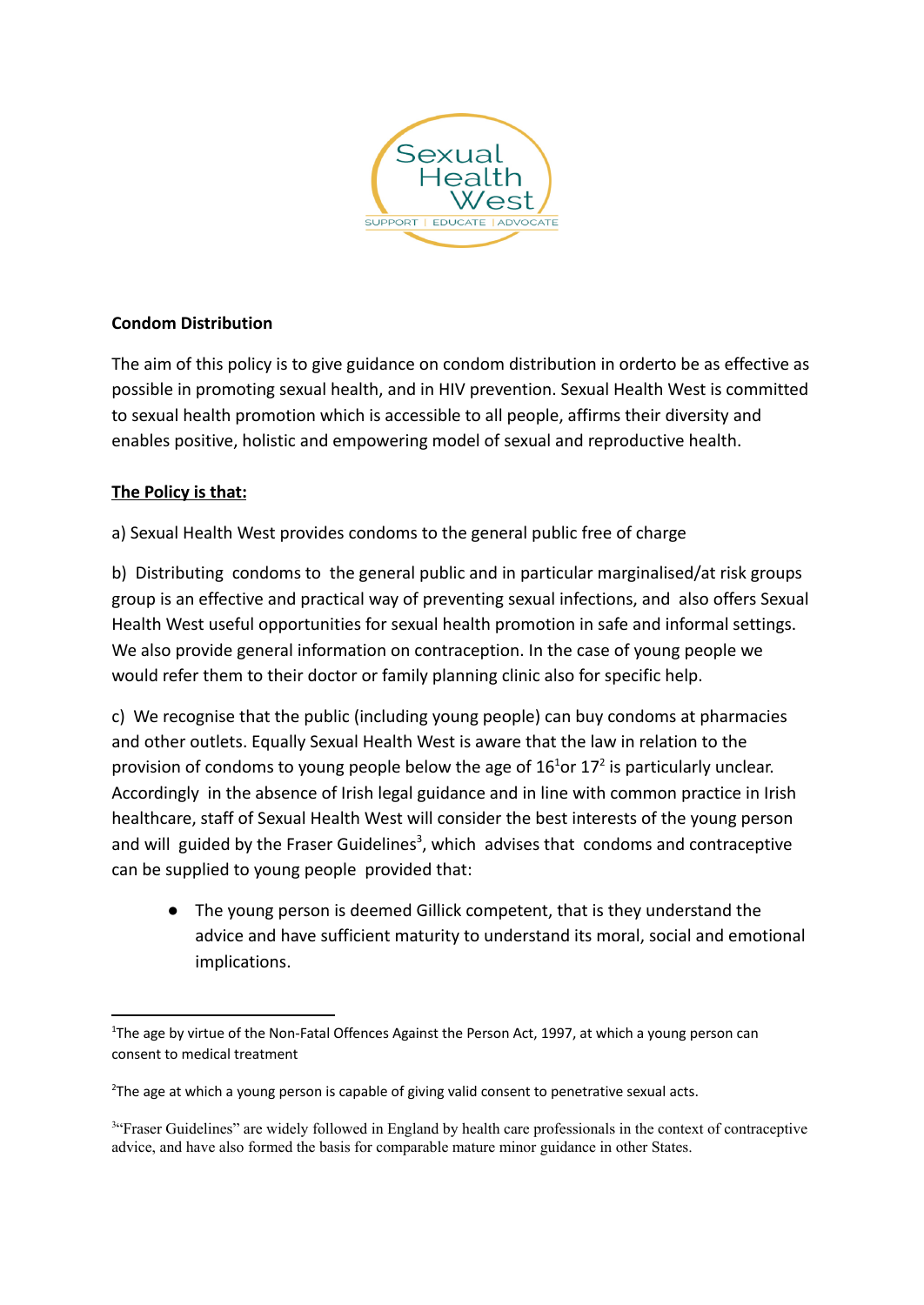Sexual Health West

SUPPORT | EDUCATE | ADVOCATE

**Condom Distribution**

The aim of this policy is to give guidance on condom distribution in orderto be as effective as possible in promoting sexual health, and in HIV prevention. Sexual Health West is committed to sexual health promotion which is accessible to all people, affirms their diversity and enables positive, holistic and empowering model of sexual and reproductive health.

**<u>The Policy is that:</u>**

a) Sexual Health West provides condoms to the general public free of charge

b) Distributing condoms to the general public and in particular marginalised/at risk groups group is an effective and practical way of preventing sexual infections, and also offers Sexual Health West useful opportunities for sexual health promotion in safe and informal settings. We also provide general information on contraception. In the case of young people we would refer them to their doctor or family planning clinic also for specific help.

c) We recognise that the public (including young people) can buy condoms at pharmacies and other outlets. Equally Sexual Health West is aware that the law in relation to the provision of condoms to young people below the age of 16[1]or 17[2] is particularly unclear. Accordingly in the absence of Irish legal guidance and in line with common practice in Irish healthcare, staff of Sexual Health West will consider the best interests of the young person and will guided by the Fraser Guidelines[3], which advises that condoms and contraceptive can be supplied to young people provided that:

- The young person is deemed Gillick competent, that is they understand the advice and have sufficient maturity to understand its moral, social and emotional implications.

---

[1]The age by virtue of the Non-Fatal Offences Against the Person Act, 1997, at which a young person can consent to medical treatment

[2]The age at which a young person is capable of giving valid consent to penetrative sexual acts.

[3]"Fraser Guidelines" are widely followed in England by health care professionals in the context of contraceptive advice, and have also formed the basis for comparable mature minor guidance in other States.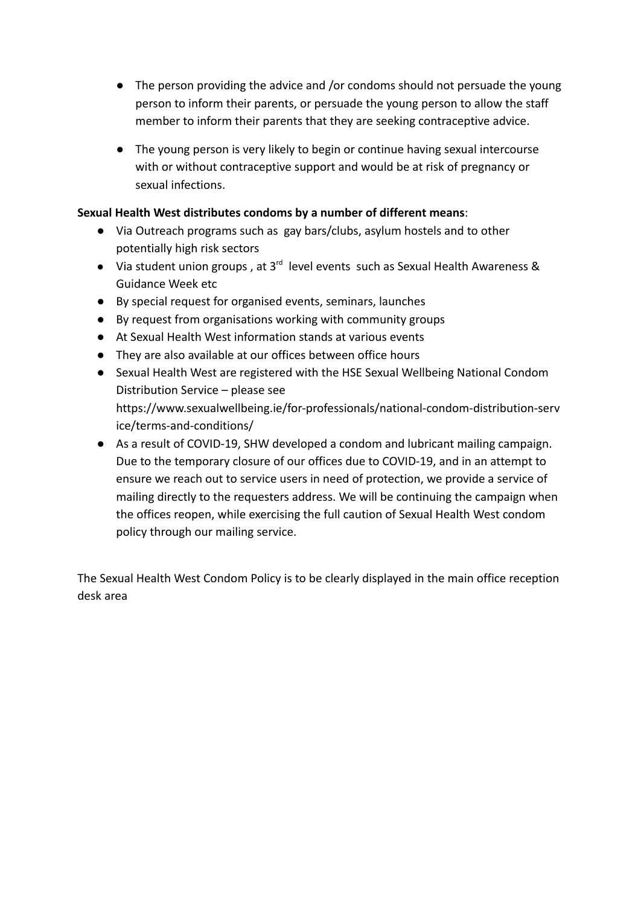- The person providing the advice and /or condoms should not persuade the young person to inform their parents, or persuade the young person to allow the staff member to inform their parents that they are seeking contraceptive advice.
- The young person is very likely to begin or continue having sexual intercourse with or without contraceptive support and would be at risk of pregnancy or sexual infections.

**Sexual Health West distributes condoms by a number of different means**:

- Via Outreach programs such as gay bars/clubs, asylum hostels and to other potentially high risk sectors
- Via student union groups , at 3rd level events such as Sexual Health Awareness & Guidance Week etc
- By special request for organised events, seminars, launches
- By request from organisations working with community groups
- At Sexual Health West information stands at various events
- They are also available at our offices between office hours
- Sexual Health West are registered with the HSE Sexual Wellbeing National Condom Distribution Service – please see https://www.sexualwellbeing.ie/for-professionals/national-condom-distribution-service/terms-and-conditions/
- As a result of COVID-19, SHW developed a condom and lubricant mailing campaign. Due to the temporary closure of our offices due to COVID-19, and in an attempt to ensure we reach out to service users in need of protection, we provide a service of mailing directly to the requesters address. We will be continuing the campaign when the offices reopen, while exercising the full caution of Sexual Health West condom policy through our mailing service.

The Sexual Health West Condom Policy is to be clearly displayed in the main office reception desk area